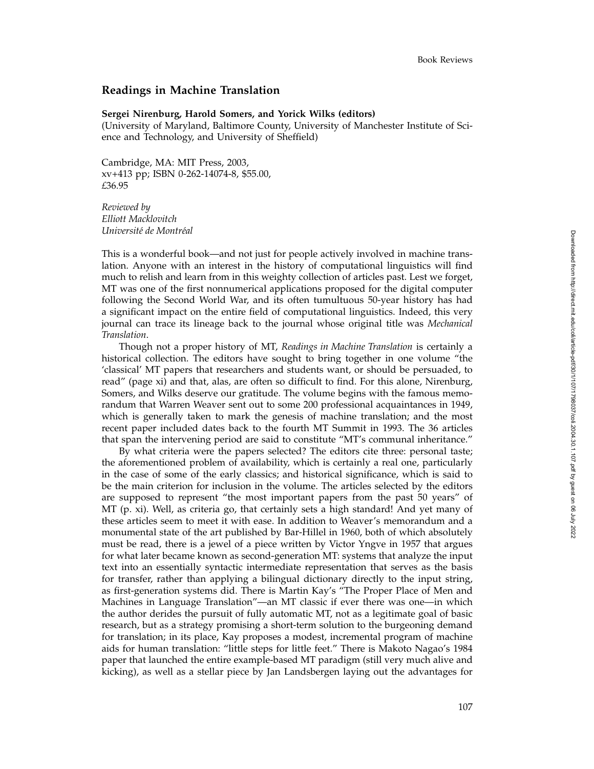## Readings in Machine Translation

**Sergei Nirenburg, Harold Somers, and Yorick Wilks (editors)**
(University of Maryland, Baltimore County, University of Manchester Institute of Science and Technology, and University of Sheffield)

Cambridge, MA: MIT Press, 2003,
xv+413 pp; ISBN 0-262-14074-8, $55.00,
£36.95

*Reviewed by*
*Elliott Macklovitch*
*Université de Montréal*

This is a wonderful book—and not just for people actively involved in machine translation. Anyone with an interest in the history of computational linguistics will find much to relish and learn from in this weighty collection of articles past. Lest we forget, MT was one of the first nonnumerical applications proposed for the digital computer following the Second World War, and its often tumultuous 50-year history has had a significant impact on the entire field of computational linguistics. Indeed, this very journal can trace its lineage back to the journal whose original title was *Mechanical Translation*.

Though not a proper history of MT, *Readings in Machine Translation* is certainly a historical collection. The editors have sought to bring together in one volume "the 'classical' MT papers that researchers and students want, or should be persuaded, to read" (page xi) and that, alas, are often so difficult to find. For this alone, Nirenburg, Somers, and Wilks deserve our gratitude. The volume begins with the famous memorandum that Warren Weaver sent out to some 200 professional acquaintances in 1949, which is generally taken to mark the genesis of machine translation; and the most recent paper included dates back to the fourth MT Summit in 1993. The 36 articles that span the intervening period are said to constitute "MT's communal inheritance."

By what criteria were the papers selected? The editors cite three: personal taste; the aforementioned problem of availability, which is certainly a real one, particularly in the case of some of the early classics; and historical significance, which is said to be the main criterion for inclusion in the volume. The articles selected by the editors are supposed to represent "the most important papers from the past 50 years" of MT (p. xi). Well, as criteria go, that certainly sets a high standard! And yet many of these articles seem to meet it with ease. In addition to Weaver's memorandum and a monumental state of the art published by Bar-Hillel in 1960, both of which absolutely must be read, there is a jewel of a piece written by Victor Yngve in 1957 that argues for what later became known as second-generation MT: systems that analyze the input text into an essentially syntactic intermediate representation that serves as the basis for transfer, rather than applying a bilingual dictionary directly to the input string, as first-generation systems did. There is Martin Kay's "The Proper Place of Men and Machines in Language Translation"—an MT classic if ever there was one—in which the author derides the pursuit of fully automatic MT, not as a legitimate goal of basic research, but as a strategy promising a short-term solution to the burgeoning demand for translation; in its place, Kay proposes a modest, incremental program of machine aids for human translation: "little steps for little feet." There is Makoto Nagao's 1984 paper that launched the entire example-based MT paradigm (still very much alive and kicking), as well as a stellar piece by Jan Landsbergen laying out the advantages for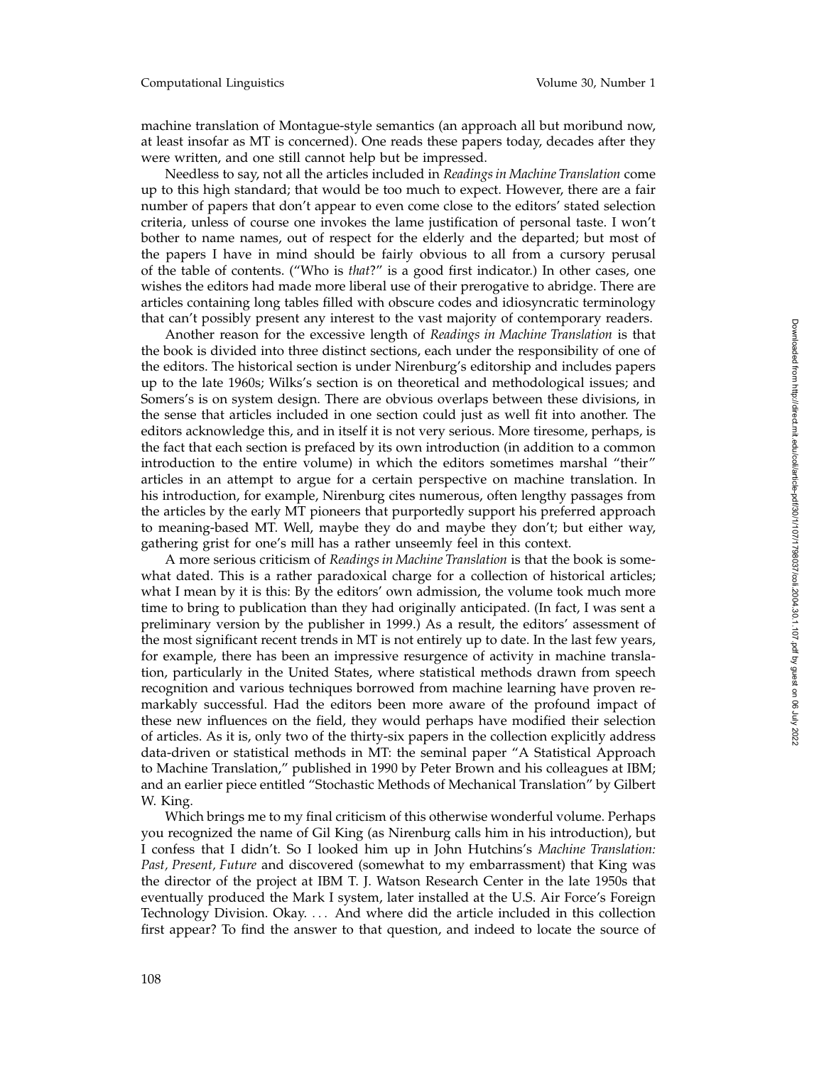machine translation of Montague-style semantics (an approach all but moribund now, at least insofar as MT is concerned). One reads these papers today, decades after they were written, and one still cannot help but be impressed.

Needless to say, not all the articles included in *Readings in Machine Translation* come up to this high standard; that would be too much to expect. However, there are a fair number of papers that don't appear to even come close to the editors' stated selection criteria, unless of course one invokes the lame justification of personal taste. I won't bother to name names, out of respect for the elderly and the departed; but most of the papers I have in mind should be fairly obvious to all from a cursory perusal of the table of contents. ("Who is *that*?" is a good first indicator.) In other cases, one wishes the editors had made more liberal use of their prerogative to abridge. There are articles containing long tables filled with obscure codes and idiosyncratic terminology that can't possibly present any interest to the vast majority of contemporary readers.

Another reason for the excessive length of *Readings in Machine Translation* is that the book is divided into three distinct sections, each under the responsibility of one of the editors. The historical section is under Nirenburg's editorship and includes papers up to the late 1960s; Wilks's section is on theoretical and methodological issues; and Somers's is on system design. There are obvious overlaps between these divisions, in the sense that articles included in one section could just as well fit into another. The editors acknowledge this, and in itself it is not very serious. More tiresome, perhaps, is the fact that each section is prefaced by its own introduction (in addition to a common introduction to the entire volume) in which the editors sometimes marshal "their" articles in an attempt to argue for a certain perspective on machine translation. In his introduction, for example, Nirenburg cites numerous, often lengthy passages from the articles by the early MT pioneers that purportedly support his preferred approach to meaning-based MT. Well, maybe they do and maybe they don't; but either way, gathering grist for one's mill has a rather unseemly feel in this context.

A more serious criticism of *Readings in Machine Translation* is that the book is somewhat dated. This is a rather paradoxical charge for a collection of historical articles; what I mean by it is this: By the editors' own admission, the volume took much more time to bring to publication than they had originally anticipated. (In fact, I was sent a preliminary version by the publisher in 1999.) As a result, the editors' assessment of the most significant recent trends in MT is not entirely up to date. In the last few years, for example, there has been an impressive resurgence of activity in machine translation, particularly in the United States, where statistical methods drawn from speech recognition and various techniques borrowed from machine learning have proven remarkably successful. Had the editors been more aware of the profound impact of these new influences on the field, they would perhaps have modified their selection of articles. As it is, only two of the thirty-six papers in the collection explicitly address data-driven or statistical methods in MT: the seminal paper "A Statistical Approach to Machine Translation," published in 1990 by Peter Brown and his colleagues at IBM; and an earlier piece entitled "Stochastic Methods of Mechanical Translation" by Gilbert W. King.

Which brings me to my final criticism of this otherwise wonderful volume. Perhaps you recognized the name of Gil King (as Nirenburg calls him in his introduction), but I confess that I didn't. So I looked him up in John Hutchins's *Machine Translation: Past, Present, Future* and discovered (somewhat to my embarrassment) that King was the director of the project at IBM T. J. Watson Research Center in the late 1950s that eventually produced the Mark I system, later installed at the U.S. Air Force's Foreign Technology Division. Okay. . . . And where did the article included in this collection first appear? To find the answer to that question, and indeed to locate the source of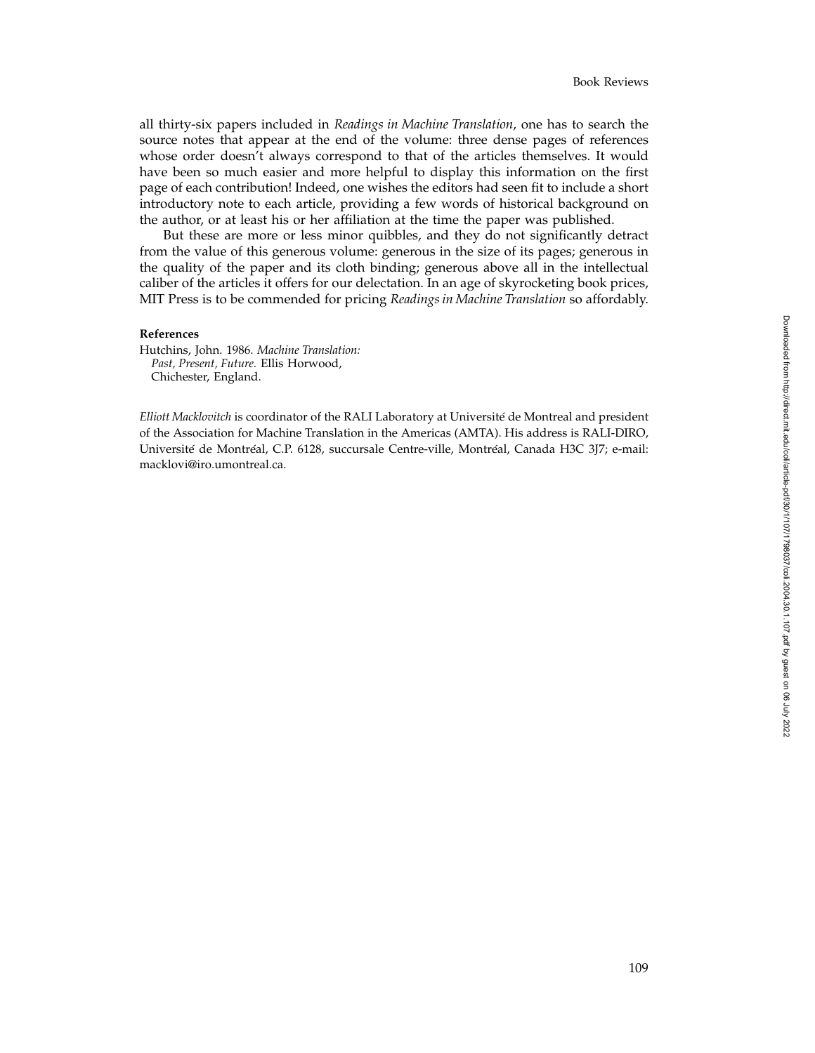all thirty-six papers included in *Readings in Machine Translation*, one has to search the source notes that appear at the end of the volume: three dense pages of references whose order doesn't always correspond to that of the articles themselves. It would have been so much easier and more helpful to display this information on the first page of each contribution! Indeed, one wishes the editors had seen fit to include a short introductory note to each article, providing a few words of historical background on the author, or at least his or her affiliation at the time the paper was published.

But these are more or less minor quibbles, and they do not significantly detract from the value of this generous volume: generous in the size of its pages; generous in the quality of the paper and its cloth binding; generous above all in the intellectual caliber of the articles it offers for our delectation. In an age of skyrocketing book prices, MIT Press is to be commended for pricing *Readings in Machine Translation* so affordably.

**References**

Hutchins, John. 1986. *Machine Translation: Past, Present, Future.* Ellis Horwood, Chichester, England.

*Elliott Macklovitch* is coordinator of the RALI Laboratory at Université de Montreal and president of the Association for Machine Translation in the Americas (AMTA). His address is RALI-DIRO, Université de Montréal, C.P. 6128, succursale Centre-ville, Montréal, Canada H3C 3J7; e-mail: macklovi@iro.umontreal.ca.